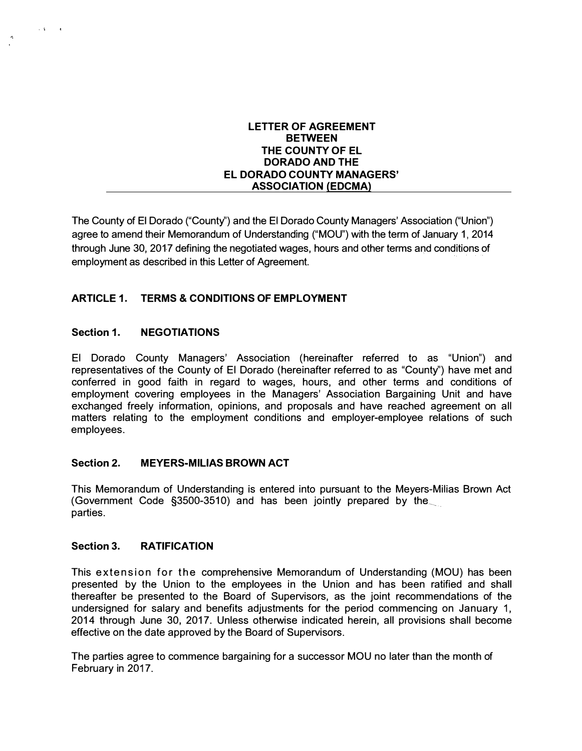# LETTER OF AGREEMENT BETWEEN THE COUNTY OF EL DORADO AND THE EL DORADO COUNTY MANAGERS' ASSOCIATION (EDCMA)

The County of El Dorado ("County") and the El Dorado County Managers' Association ("Union") agree to amend their Memorandum of Understanding ("MOU") with the term of January 1, 2014 through June 30, 2017 defining the negotiated wages, hours and other terms and conditions of employment as described in this Letter of Agreement.

## ARTICLE 1. TERMS & CONDITIONS OF EMPLOYMENT

### Section 1. NEGOTIATIONS

El Dorado County Managers' Association (hereinafter referred to as "Union") and representatives of the County of El Dorado (hereinafter referred to as "County") have met and conferred in good faith in regard to wages, hours, and other terms and conditions of employment covering employees in the Managers' Association Bargaining Unit and have exchanged freely information, opinions, and proposals and have reached agreement on all matters relating to the employment conditions and employer-employee relations of such employees.

### Section 2. MEYERS-MILIAS BROWN ACT

This Memorandum of Understanding is entered into pursuant to the Meyers-Milias Brown Act (Government Code §3500-3510) and has been jointly prepared by the parties.

### Section 3. RATIFICATION

This extension for the comprehensive Memorandum of Understanding (MOU) has been presented by the Union to the employees in the Union and has been ratified and shall thereafter be presented to the Board of Supervisors, as the joint recommendations of the undersigned for salary and benefits adjustments for the period commencing on January 1, 2014 through June 30, 2017. Unless otherwise indicated herein, all provisions shall become effective on the date approved by the Board of Supervisors.

The parties agree to commence bargaining for a successor MOU no later than the month of February in 2017.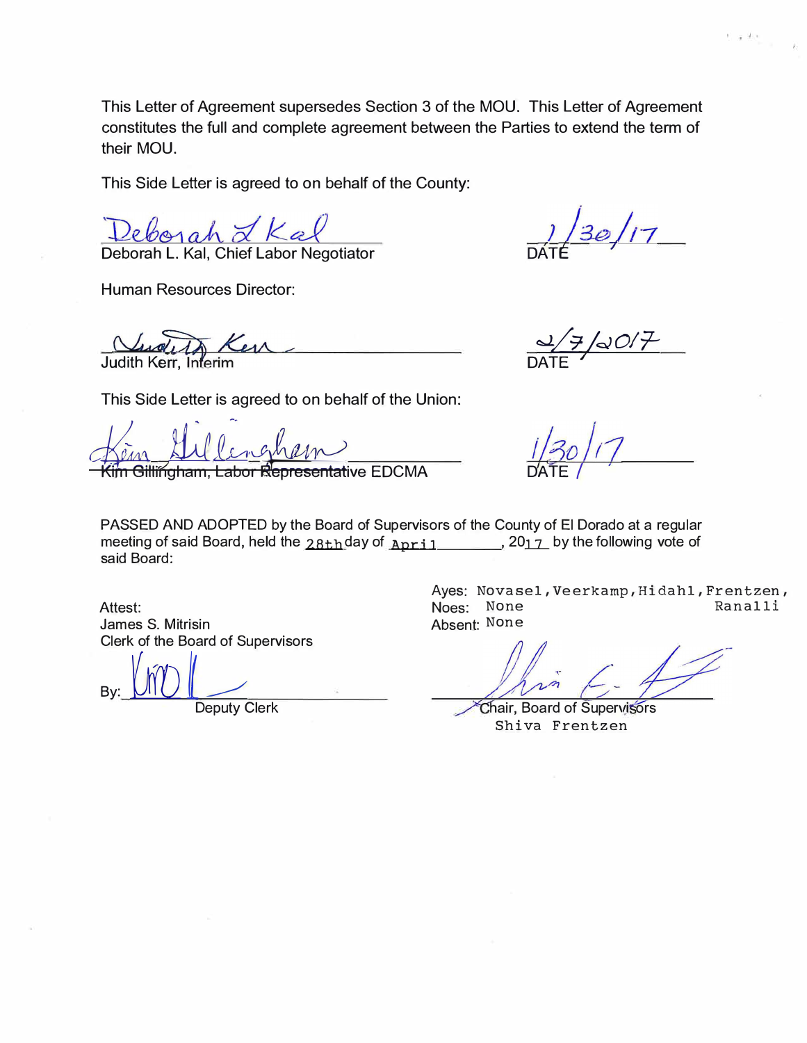This Letter of Agreement supersedes Section 3 of the MOU. This Letter of Agreement constitutes the full and complete agreement between the Parties to extend the term of their MOU.

This Side Letter is agreed to on behalf of the County:

Deborah L. Kal, Chief Labor Negotiator — DATE 1/30/17

Human Resources Director:

Judith Kerr, Interim — DATE 2/7/2017

This Side Letter is agreed to on behalf of the Union:

~~Kim Gillingham, Labor Representative~~ EDCMA — DATE 1/30/17

PASSED AND ADOPTED by the Board of Supervisors of the County of El Dorado at a regular meeting of said Board, held the 28th day of April, 2017 by the following vote of said Board:

Ayes: Novasel, Veerkamp, Hidahl, Frentzen, Ranalli
Noes: None
Absent: None

Attest:
James S. Mitrisin
Clerk of the Board of Supervisors

By: ______________________
Deputy Clerk

______________________
Chair, Board of Supervisors
Shiva Frentzen